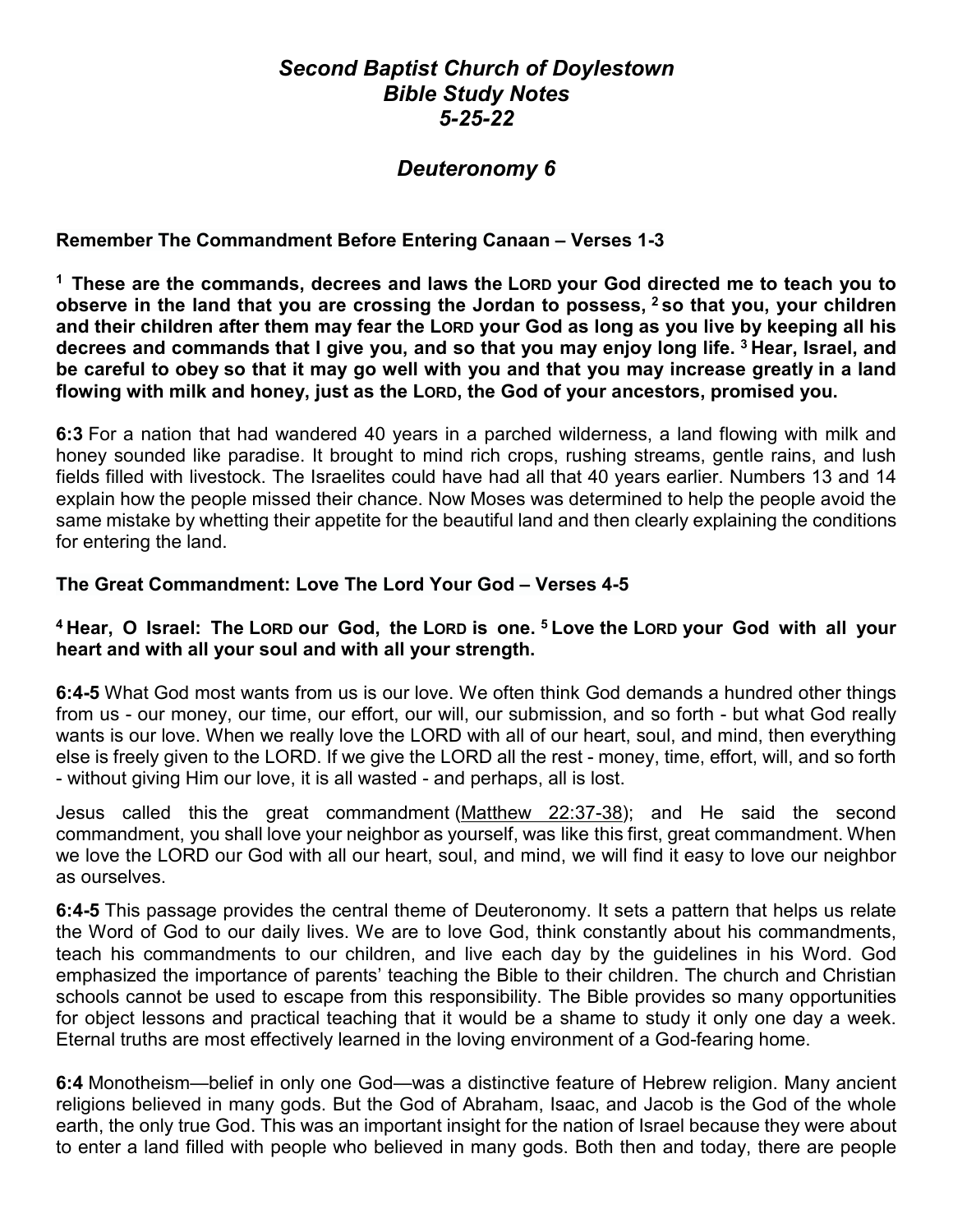# *Second Baptist Church of Doylestown*
# *Bible Study Notes*
# *5-25-22*

## *Deuteronomy 6*

**Remember The Commandment Before Entering Canaan – Verses 1-3**

**[1] These are the commands, decrees and laws the LORD your God directed me to teach you to observe in the land that you are crossing the Jordan to possess, [2] so that you, your children and their children after them may fear the LORD your God as long as you live by keeping all his decrees and commands that I give you, and so that you may enjoy long life. [3] Hear, Israel, and be careful to obey so that it may go well with you and that you may increase greatly in a land flowing with milk and honey, just as the LORD, the God of your ancestors, promised you.**

**6:3** For a nation that had wandered 40 years in a parched wilderness, a land flowing with milk and honey sounded like paradise. It brought to mind rich crops, rushing streams, gentle rains, and lush fields filled with livestock. The Israelites could have had all that 40 years earlier. Numbers 13 and 14 explain how the people missed their chance. Now Moses was determined to help the people avoid the same mistake by whetting their appetite for the beautiful land and then clearly explaining the conditions for entering the land.

**The Great Commandment: Love The Lord Your God – Verses 4-5**

**[4] Hear, O Israel: The LORD our God, the LORD is one. [5] Love the LORD your God with all your heart and with all your soul and with all your strength.**

**6:4-5** What God most wants from us is our love. We often think God demands a hundred other things from us - our money, our time, our effort, our will, our submission, and so forth - but what God really wants is our love. When we really love the LORD with all of our heart, soul, and mind, then everything else is freely given to the LORD. If we give the LORD all the rest - money, time, effort, will, and so forth - without giving Him our love, it is all wasted - and perhaps, all is lost.

Jesus called this the great commandment (Matthew 22:37-38); and He said the second commandment, you shall love your neighbor as yourself, was like this first, great commandment. When we love the LORD our God with all our heart, soul, and mind, we will find it easy to love our neighbor as ourselves.

**6:4-5** This passage provides the central theme of Deuteronomy. It sets a pattern that helps us relate the Word of God to our daily lives. We are to love God, think constantly about his commandments, teach his commandments to our children, and live each day by the guidelines in his Word. God emphasized the importance of parents' teaching the Bible to their children. The church and Christian schools cannot be used to escape from this responsibility. The Bible provides so many opportunities for object lessons and practical teaching that it would be a shame to study it only one day a week. Eternal truths are most effectively learned in the loving environment of a God-fearing home.

**6:4** Monotheism—belief in only one God—was a distinctive feature of Hebrew religion. Many ancient religions believed in many gods. But the God of Abraham, Isaac, and Jacob is the God of the whole earth, the only true God. This was an important insight for the nation of Israel because they were about to enter a land filled with people who believed in many gods. Both then and today, there are people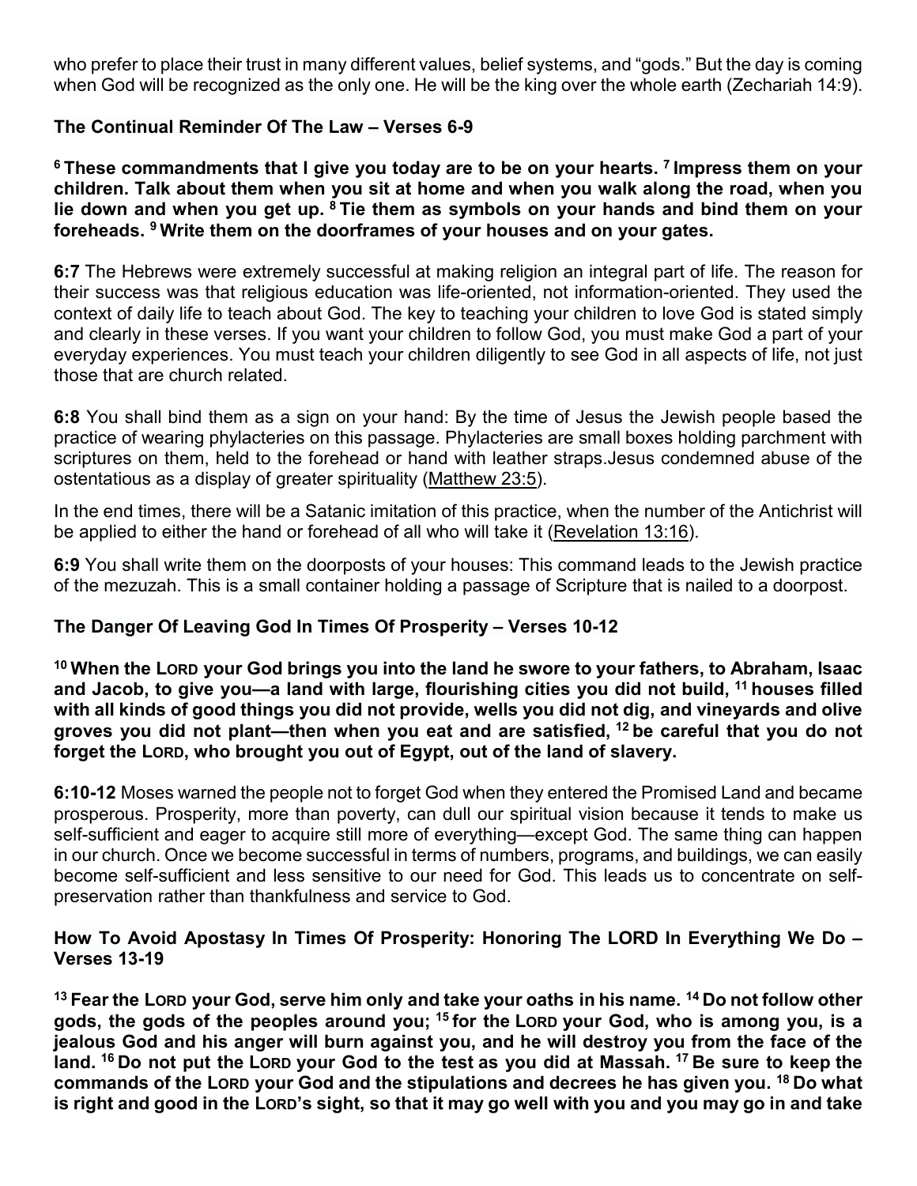who prefer to place their trust in many different values, belief systems, and "gods." But the day is coming when God will be recognized as the only one. He will be the king over the whole earth (Zechariah 14:9).

### The Continual Reminder Of The Law – Verses 6-9

**[6] These commandments that I give you today are to be on your hearts. [7] Impress them on your children. Talk about them when you sit at home and when you walk along the road, when you lie down and when you get up. [8] Tie them as symbols on your hands and bind them on your foreheads. [9] Write them on the doorframes of your houses and on your gates.**

**6:7** The Hebrews were extremely successful at making religion an integral part of life. The reason for their success was that religious education was life-oriented, not information-oriented. They used the context of daily life to teach about God. The key to teaching your children to love God is stated simply and clearly in these verses. If you want your children to follow God, you must make God a part of your everyday experiences. You must teach your children diligently to see God in all aspects of life, not just those that are church related.

**6:8** You shall bind them as a sign on your hand: By the time of Jesus the Jewish people based the practice of wearing phylacteries on this passage. Phylacteries are small boxes holding parchment with scriptures on them, held to the forehead or hand with leather straps.Jesus condemned abuse of the ostentatious as a display of greater spirituality (Matthew 23:5).

In the end times, there will be a Satanic imitation of this practice, when the number of the Antichrist will be applied to either the hand or forehead of all who will take it (Revelation 13:16).

**6:9** You shall write them on the doorposts of your houses: This command leads to the Jewish practice of the mezuzah. This is a small container holding a passage of Scripture that is nailed to a doorpost.

### The Danger Of Leaving God In Times Of Prosperity – Verses 10-12

**[10] When the LORD your God brings you into the land he swore to your fathers, to Abraham, Isaac and Jacob, to give you—a land with large, flourishing cities you did not build, [11] houses filled with all kinds of good things you did not provide, wells you did not dig, and vineyards and olive groves you did not plant—then when you eat and are satisfied, [12] be careful that you do not forget the LORD, who brought you out of Egypt, out of the land of slavery.**

**6:10-12** Moses warned the people not to forget God when they entered the Promised Land and became prosperous. Prosperity, more than poverty, can dull our spiritual vision because it tends to make us self-sufficient and eager to acquire still more of everything—except God. The same thing can happen in our church. Once we become successful in terms of numbers, programs, and buildings, we can easily become self-sufficient and less sensitive to our need for God. This leads us to concentrate on self-preservation rather than thankfulness and service to God.

### How To Avoid Apostasy In Times Of Prosperity: Honoring The LORD In Everything We Do – Verses 13-19

**[13] Fear the LORD your God, serve him only and take your oaths in his name. [14] Do not follow other gods, the gods of the peoples around you; [15] for the LORD your God, who is among you, is a jealous God and his anger will burn against you, and he will destroy you from the face of the land. [16] Do not put the LORD your God to the test as you did at Massah. [17] Be sure to keep the commands of the LORD your God and the stipulations and decrees he has given you. [18] Do what is right and good in the LORD's sight, so that it may go well with you and you may go in and take**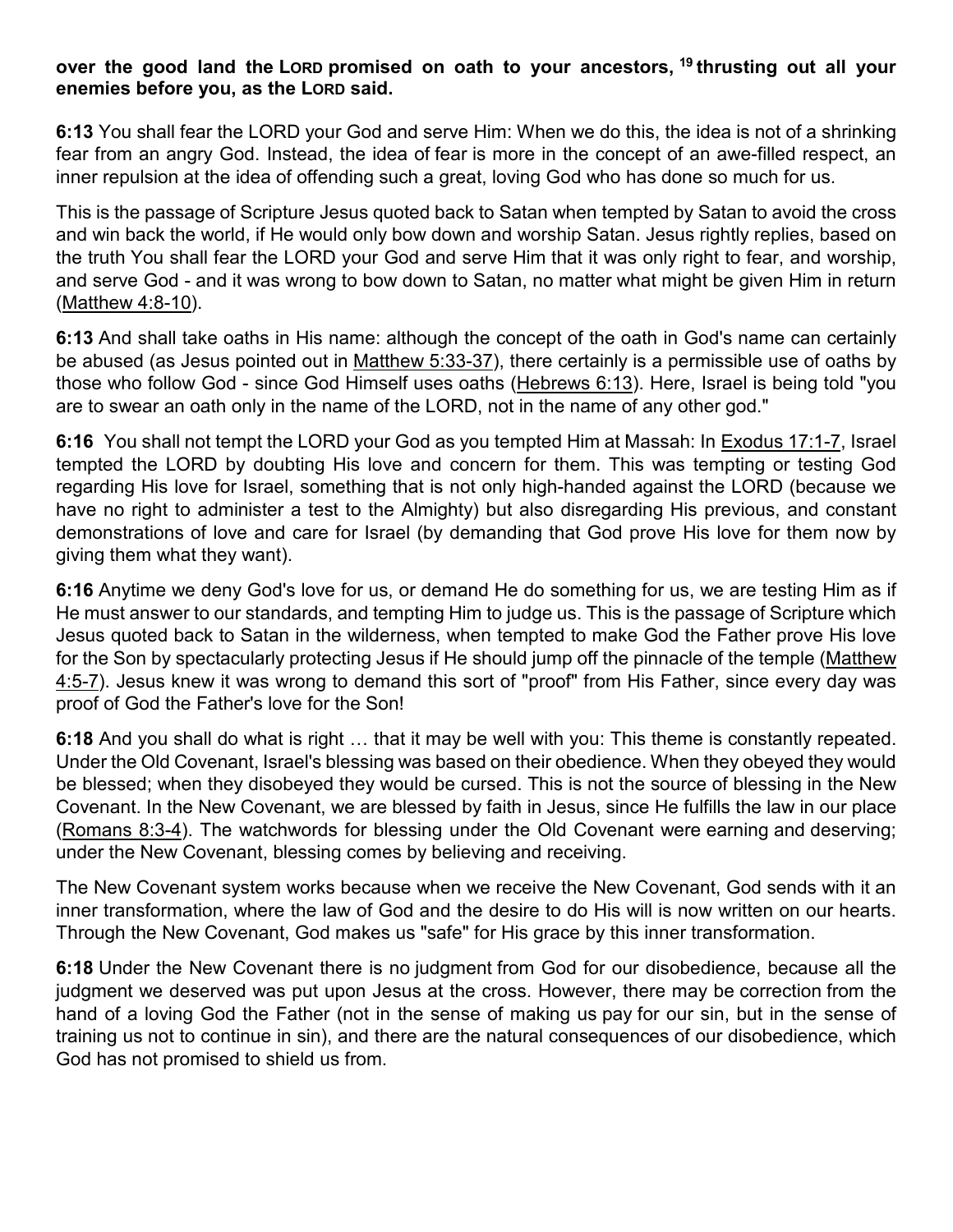**over the good land the LORD promised on oath to your ancestors, [19] thrusting out all your enemies before you, as the LORD said.**

**6:13** You shall fear the LORD your God and serve Him: When we do this, the idea is not of a shrinking fear from an angry God. Instead, the idea of fear is more in the concept of an awe-filled respect, an inner repulsion at the idea of offending such a great, loving God who has done so much for us.

This is the passage of Scripture Jesus quoted back to Satan when tempted by Satan to avoid the cross and win back the world, if He would only bow down and worship Satan. Jesus rightly replies, based on the truth You shall fear the LORD your God and serve Him that it was only right to fear, and worship, and serve God - and it was wrong to bow down to Satan, no matter what might be given Him in return (Matthew 4:8-10).

**6:13** And shall take oaths in His name: although the concept of the oath in God's name can certainly be abused (as Jesus pointed out in Matthew 5:33-37), there certainly is a permissible use of oaths by those who follow God - since God Himself uses oaths (Hebrews 6:13). Here, Israel is being told "you are to swear an oath only in the name of the LORD, not in the name of any other god."

**6:16** You shall not tempt the LORD your God as you tempted Him at Massah: In Exodus 17:1-7, Israel tempted the LORD by doubting His love and concern for them. This was tempting or testing God regarding His love for Israel, something that is not only high-handed against the LORD (because we have no right to administer a test to the Almighty) but also disregarding His previous, and constant demonstrations of love and care for Israel (by demanding that God prove His love for them now by giving them what they want).

**6:16** Anytime we deny God's love for us, or demand He do something for us, we are testing Him as if He must answer to our standards, and tempting Him to judge us. This is the passage of Scripture which Jesus quoted back to Satan in the wilderness, when tempted to make God the Father prove His love for the Son by spectacularly protecting Jesus if He should jump off the pinnacle of the temple (Matthew 4:5-7). Jesus knew it was wrong to demand this sort of "proof" from His Father, since every day was proof of God the Father's love for the Son!

**6:18** And you shall do what is right … that it may be well with you: This theme is constantly repeated. Under the Old Covenant, Israel's blessing was based on their obedience. When they obeyed they would be blessed; when they disobeyed they would be cursed. This is not the source of blessing in the New Covenant. In the New Covenant, we are blessed by faith in Jesus, since He fulfills the law in our place (Romans 8:3-4). The watchwords for blessing under the Old Covenant were earning and deserving; under the New Covenant, blessing comes by believing and receiving.

The New Covenant system works because when we receive the New Covenant, God sends with it an inner transformation, where the law of God and the desire to do His will is now written on our hearts. Through the New Covenant, God makes us "safe" for His grace by this inner transformation.

**6:18** Under the New Covenant there is no judgment from God for our disobedience, because all the judgment we deserved was put upon Jesus at the cross. However, there may be correction from the hand of a loving God the Father (not in the sense of making us pay for our sin, but in the sense of training us not to continue in sin), and there are the natural consequences of our disobedience, which God has not promised to shield us from.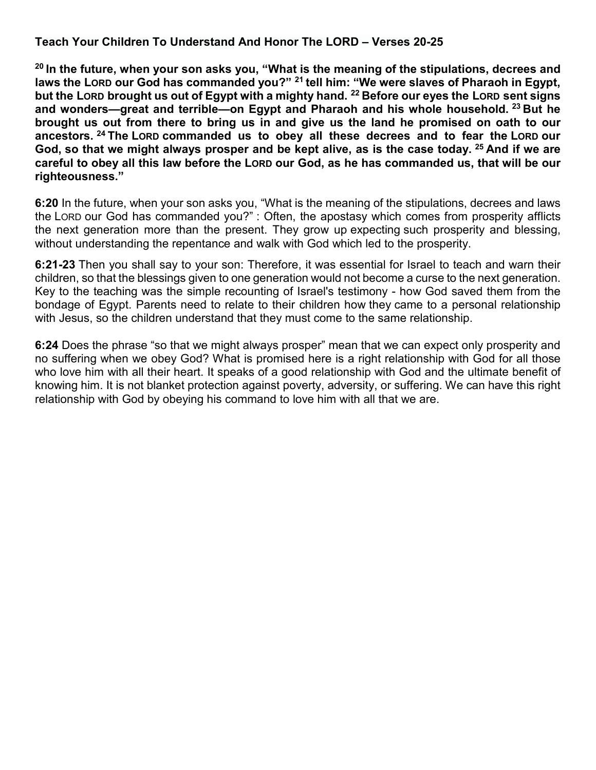**Teach Your Children To Understand And Honor The LORD – Verses 20-25**

**[20] In the future, when your son asks you, "What is the meaning of the stipulations, decrees and laws the LORD our God has commanded you?" [21] tell him: "We were slaves of Pharaoh in Egypt, but the LORD brought us out of Egypt with a mighty hand. [22] Before our eyes the LORD sent signs and wonders—great and terrible—on Egypt and Pharaoh and his whole household. [23] But he brought us out from there to bring us in and give us the land he promised on oath to our ancestors. [24] The LORD commanded us to obey all these decrees and to fear the LORD our God, so that we might always prosper and be kept alive, as is the case today. [25] And if we are careful to obey all this law before the LORD our God, as he has commanded us, that will be our righteousness."**

**6:20** In the future, when your son asks you, "What is the meaning of the stipulations, decrees and laws the LORD our God has commanded you?" : Often, the apostasy which comes from prosperity afflicts the next generation more than the present. They grow up expecting such prosperity and blessing, without understanding the repentance and walk with God which led to the prosperity.

**6:21-23** Then you shall say to your son: Therefore, it was essential for Israel to teach and warn their children, so that the blessings given to one generation would not become a curse to the next generation. Key to the teaching was the simple recounting of Israel's testimony - how God saved them from the bondage of Egypt. Parents need to relate to their children how they came to a personal relationship with Jesus, so the children understand that they must come to the same relationship.

**6:24** Does the phrase "so that we might always prosper" mean that we can expect only prosperity and no suffering when we obey God? What is promised here is a right relationship with God for all those who love him with all their heart. It speaks of a good relationship with God and the ultimate benefit of knowing him. It is not blanket protection against poverty, adversity, or suffering. We can have this right relationship with God by obeying his command to love him with all that we are.